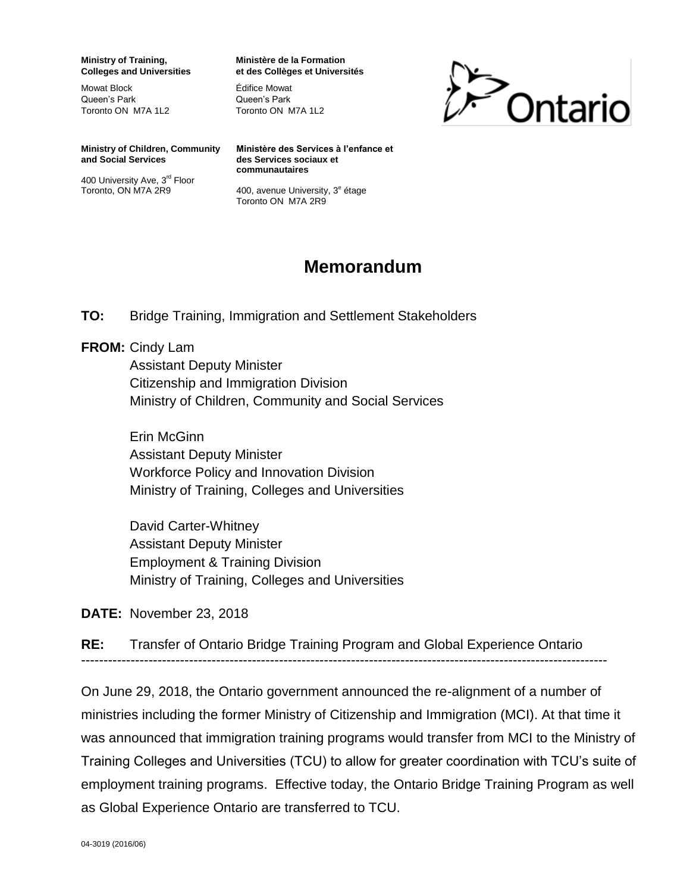**Ministry of Training, Colleges and Universities**

Mowat Block
Queen's Park
Toronto ON M7A 1L2

**Ministère de la Formation et des Collèges et Universités**

Édifice Mowat
Queen's Park
Toronto ON M7A 1L2

**Ministry of Children, Community and Social Services**

400 University Ave, 3rd Floor
Toronto, ON M7A 2R9

**Ministère des Services à l'enfance et des Services sociaux et communautaires**

400, avenue University, 3e étage
Toronto ON M7A 2R9

# Memorandum

**TO:** Bridge Training, Immigration and Settlement Stakeholders

**FROM:** Cindy Lam
Assistant Deputy Minister
Citizenship and Immigration Division
Ministry of Children, Community and Social Services

Erin McGinn
Assistant Deputy Minister
Workforce Policy and Innovation Division
Ministry of Training, Colleges and Universities

David Carter-Whitney
Assistant Deputy Minister
Employment & Training Division
Ministry of Training, Colleges and Universities

**DATE:** November 23, 2018

**RE:** Transfer of Ontario Bridge Training Program and Global Experience Ontario

---

On June 29, 2018, the Ontario government announced the re-alignment of a number of ministries including the former Ministry of Citizenship and Immigration (MCI). At that time it was announced that immigration training programs would transfer from MCI to the Ministry of Training Colleges and Universities (TCU) to allow for greater coordination with TCU's suite of employment training programs. Effective today, the Ontario Bridge Training Program as well as Global Experience Ontario are transferred to TCU.

04-3019 (2016/06)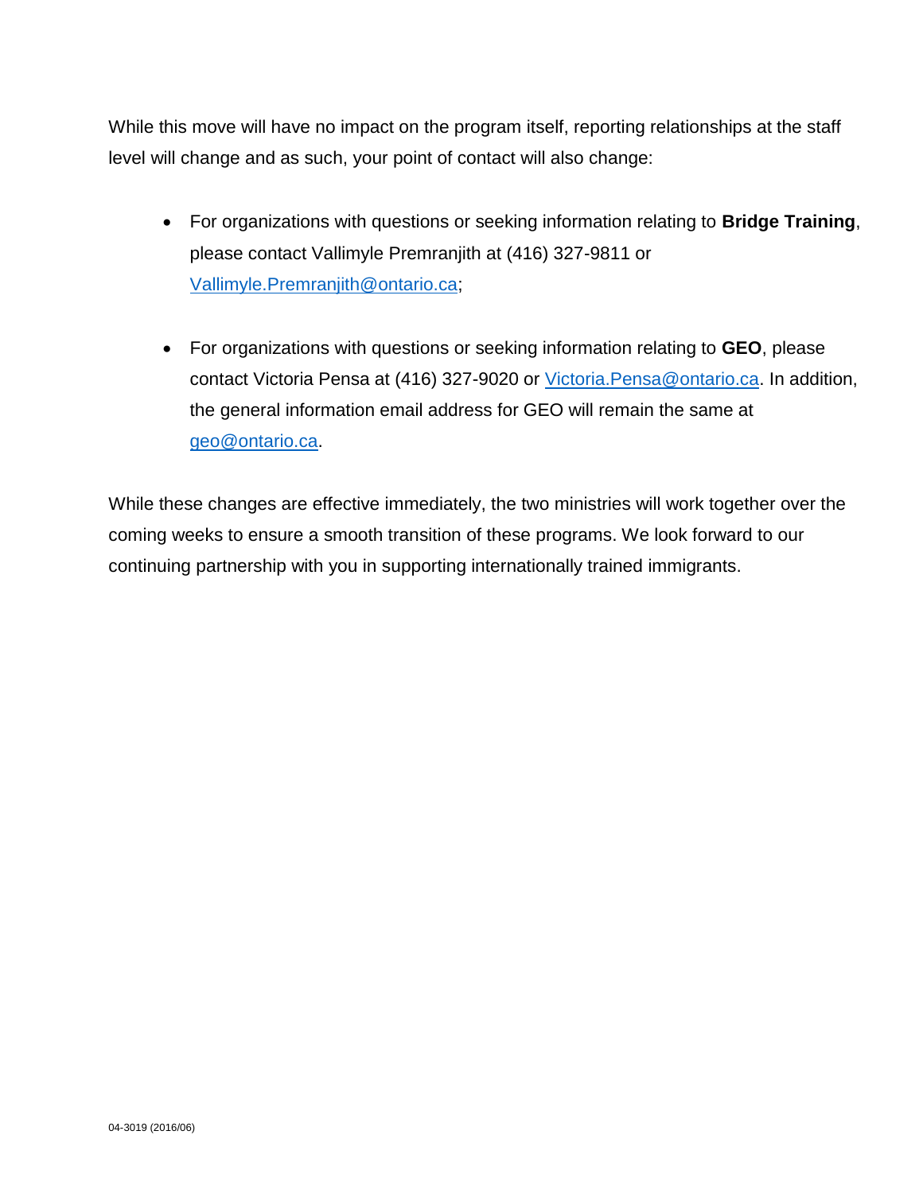While this move will have no impact on the program itself, reporting relationships at the staff level will change and as such, your point of contact will also change:

- For organizations with questions or seeking information relating to **Bridge Training**, please contact Vallimyle Premranjith at (416) 327-9811 or Vallimyle.Premranjith@ontario.ca;

- For organizations with questions or seeking information relating to **GEO**, please contact Victoria Pensa at (416) 327-9020 or Victoria.Pensa@ontario.ca. In addition, the general information email address for GEO will remain the same at geo@ontario.ca.

While these changes are effective immediately, the two ministries will work together over the coming weeks to ensure a smooth transition of these programs. We look forward to our continuing partnership with you in supporting internationally trained immigrants.

04-3019 (2016/06)